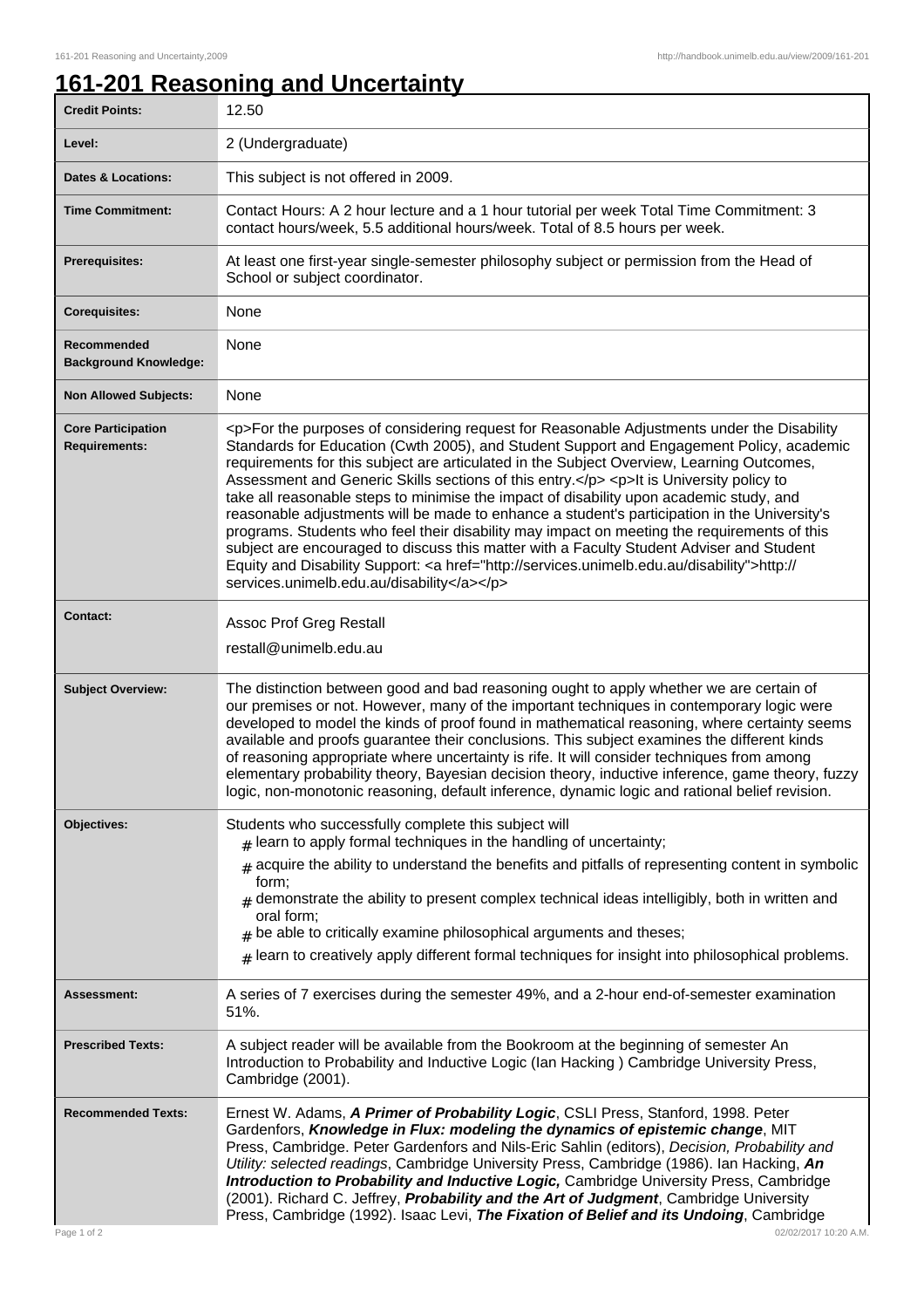# 161-201 Reasoning and Uncertainty

| | |
|---|---|
| **Credit Points:** | 12.50 |
| **Level:** | 2 (Undergraduate) |
| **Dates & Locations:** | This subject is not offered in 2009. |
| **Time Commitment:** | Contact Hours: A 2 hour lecture and a 1 hour tutorial per week Total Time Commitment: 3 contact hours/week, 5.5 additional hours/week. Total of 8.5 hours per week. |
| **Prerequisites:** | At least one first-year single-semester philosophy subject or permission from the Head of School or subject coordinator. |
| **Corequisites:** | None |
| **Recommended Background Knowledge:** | None |
| **Non Allowed Subjects:** | None |
| **Core Participation Requirements:** | <p>For the purposes of considering request for Reasonable Adjustments under the Disability Standards for Education (Cwth 2005), and Student Support and Engagement Policy, academic requirements for this subject are articulated in the Subject Overview, Learning Outcomes, Assessment and Generic Skills sections of this entry.</p> <p>It is University policy to take all reasonable steps to minimise the impact of disability upon academic study, and reasonable adjustments will be made to enhance a student's participation in the University's programs. Students who feel their disability may impact on meeting the requirements of this subject are encouraged to discuss this matter with a Faculty Student Adviser and Student Equity and Disability Support: <a href="http://services.unimelb.edu.au/disability">http://services.unimelb.edu.au/disability</a></p> |
| **Contact:** | Assoc Prof Greg Restall<br>restall@unimelb.edu.au |
| **Subject Overview:** | The distinction between good and bad reasoning ought to apply whether we are certain of our premises or not. However, many of the important techniques in contemporary logic were developed to model the kinds of proof found in mathematical reasoning, where certainty seems available and proofs guarantee their conclusions. This subject examines the different kinds of reasoning appropriate where uncertainty is rife. It will consider techniques from among elementary probability theory, Bayesian decision theory, inductive inference, game theory, fuzzy logic, non-monotonic reasoning, default inference, dynamic logic and rational belief revision. |
| **Objectives:** | Students who successfully complete this subject will<br># learn to apply formal techniques in the handling of uncertainty;<br># acquire the ability to understand the benefits and pitfalls of representing content in symbolic form;<br># demonstrate the ability to present complex technical ideas intelligibly, both in written and oral form;<br># be able to critically examine philosophical arguments and theses;<br># learn to creatively apply different formal techniques for insight into philosophical problems. |
| **Assessment:** | A series of 7 exercises during the semester 49%, and a 2-hour end-of-semester examination 51%. |
| **Prescribed Texts:** | A subject reader will be available from the Bookroom at the beginning of semester An Introduction to Probability and Inductive Logic (Ian Hacking ) Cambridge University Press, Cambridge (2001). |
| **Recommended Texts:** | Ernest W. Adams, ***A Primer of Probability Logic***, CSLI Press, Stanford, 1998. Peter Gardenfors, ***Knowledge in Flux: modeling the dynamics of epistemic change***, MIT Press, Cambridge. Peter Gardenfors and Nils-Eric Sahlin (editors), *Decision, Probability and Utility: selected readings*, Cambridge University Press, Cambridge (1986). Ian Hacking, ***An Introduction to Probability and Inductive Logic,*** Cambridge University Press, Cambridge (2001). Richard C. Jeffrey, ***Probability and the Art of Judgment***, Cambridge University Press, Cambridge (1992). Isaac Levi, ***The Fixation of Belief and its Undoing***, Cambridge |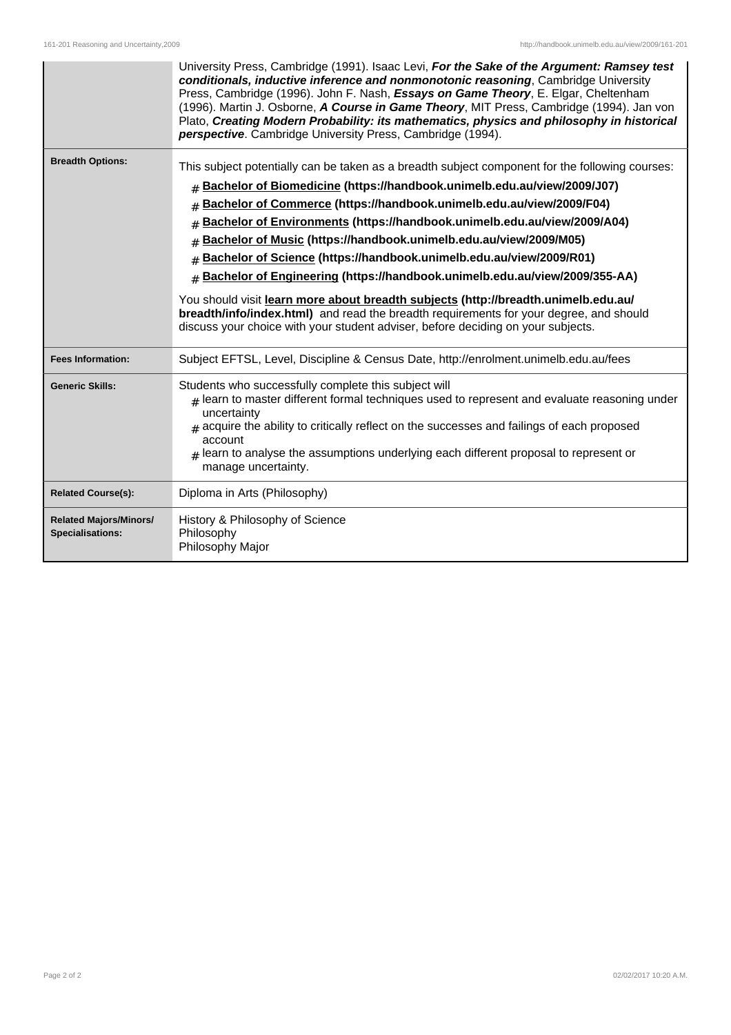| | |
|---|---|
| | University Press, Cambridge (1991). Isaac Levi, ***For the Sake of the Argument: Ramsey test conditionals, inductive inference and nonmonotonic reasoning***, Cambridge University Press, Cambridge (1996). John F. Nash, ***Essays on Game Theory***, E. Elgar, Cheltenham (1996). Martin J. Osborne, ***A Course in Game Theory***, MIT Press, Cambridge (1994). Jan von Plato, ***Creating Modern Probability: its mathematics, physics and philosophy in historical perspective***. Cambridge University Press, Cambridge (1994). |
| **Breadth Options:** | This subject potentially can be taken as a breadth subject component for the following courses:<br># **Bachelor of Biomedicine (https://handbook.unimelb.edu.au/view/2009/J07)**<br># **Bachelor of Commerce (https://handbook.unimelb.edu.au/view/2009/F04)**<br># **Bachelor of Environments (https://handbook.unimelb.edu.au/view/2009/A04)**<br># **Bachelor of Music (https://handbook.unimelb.edu.au/view/2009/M05)**<br># **Bachelor of Science (https://handbook.unimelb.edu.au/view/2009/R01)**<br># **Bachelor of Engineering (https://handbook.unimelb.edu.au/view/2009/355-AA)**<br>You should visit **learn more about breadth subjects (http://breadth.unimelb.edu.au/breadth/info/index.html)** and read the breadth requirements for your degree, and should discuss your choice with your student adviser, before deciding on your subjects. |
| **Fees Information:** | Subject EFTSL, Level, Discipline & Census Date, http://enrolment.unimelb.edu.au/fees |
| **Generic Skills:** | Students who successfully complete this subject will<br># learn to master different formal techniques used to represent and evaluate reasoning under uncertainty<br># acquire the ability to critically reflect on the successes and failings of each proposed account<br># learn to analyse the assumptions underlying each different proposal to represent or manage uncertainty. |
| **Related Course(s):** | Diploma in Arts (Philosophy) |
| **Related Majors/Minors/ Specialisations:** | History & Philosophy of Science<br>Philosophy<br>Philosophy Major |